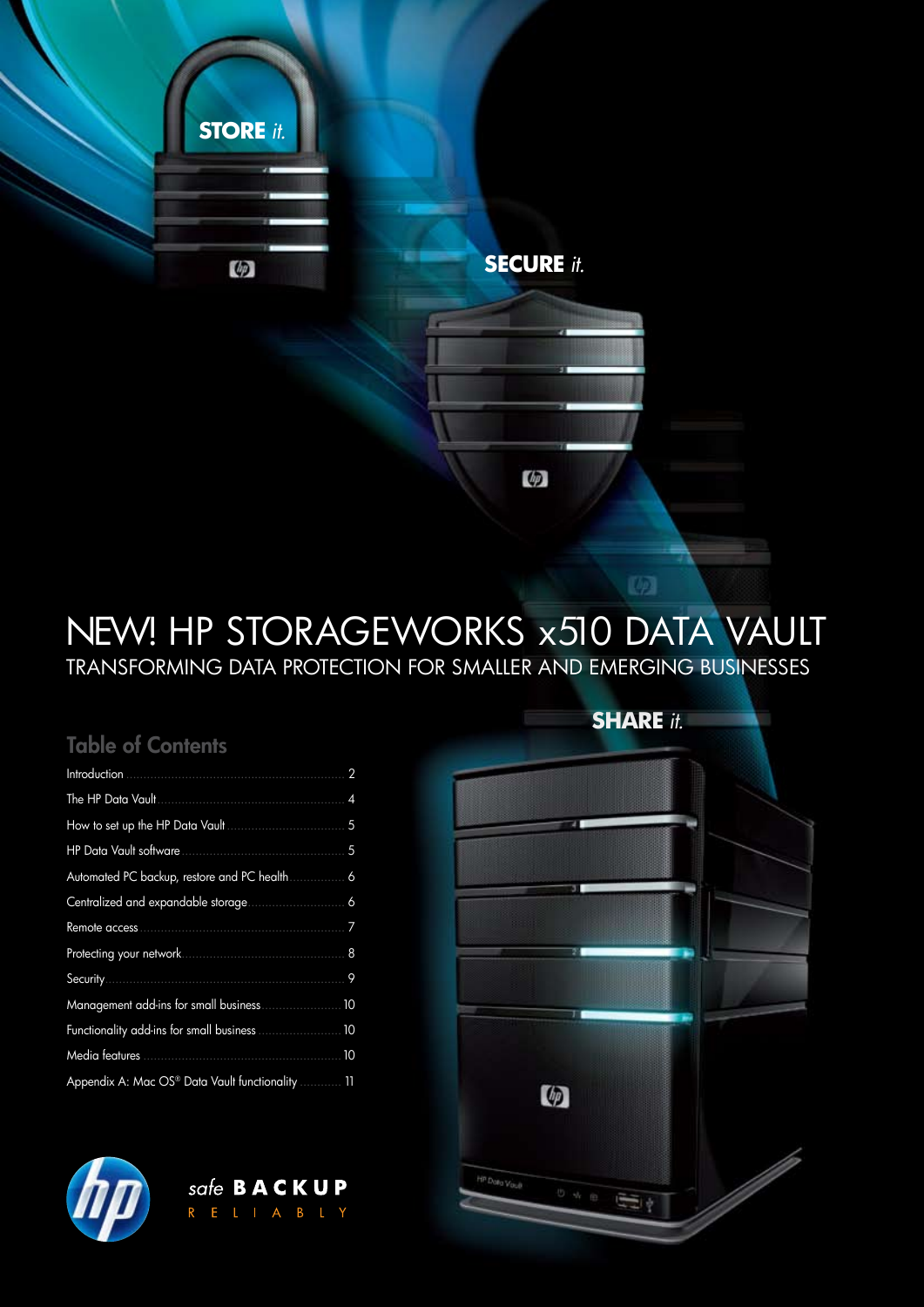**STORE** *it.*

**SECURE** *it.*

# NEW! HP STORAGEWORKS x510 DATA VAULT

## TRANSFORMING DATA PROTECTION FOR SMALLER AND EMERGING BUSINESSES

**SHARE** *it.*

## Table of Contents

| | |
|---|---|
| Introduction | 2 |
| The HP Data Vault | 4 |
| How to set up the HP Data Vault | 5 |
| HP Data Vault software | 5 |
| Automated PC backup, restore and PC health | 6 |
| Centralized and expandable storage | 6 |
| Remote access | 7 |
| Protecting your network | 8 |
| Security | 9 |
| Management add-ins for small business | 10 |
| Functionality add-ins for small business | 10 |
| Media features | 10 |
| Appendix A: Mac OS® Data Vault functionality | 11 |

*safe* **BACKUP**
R E L I A B L Y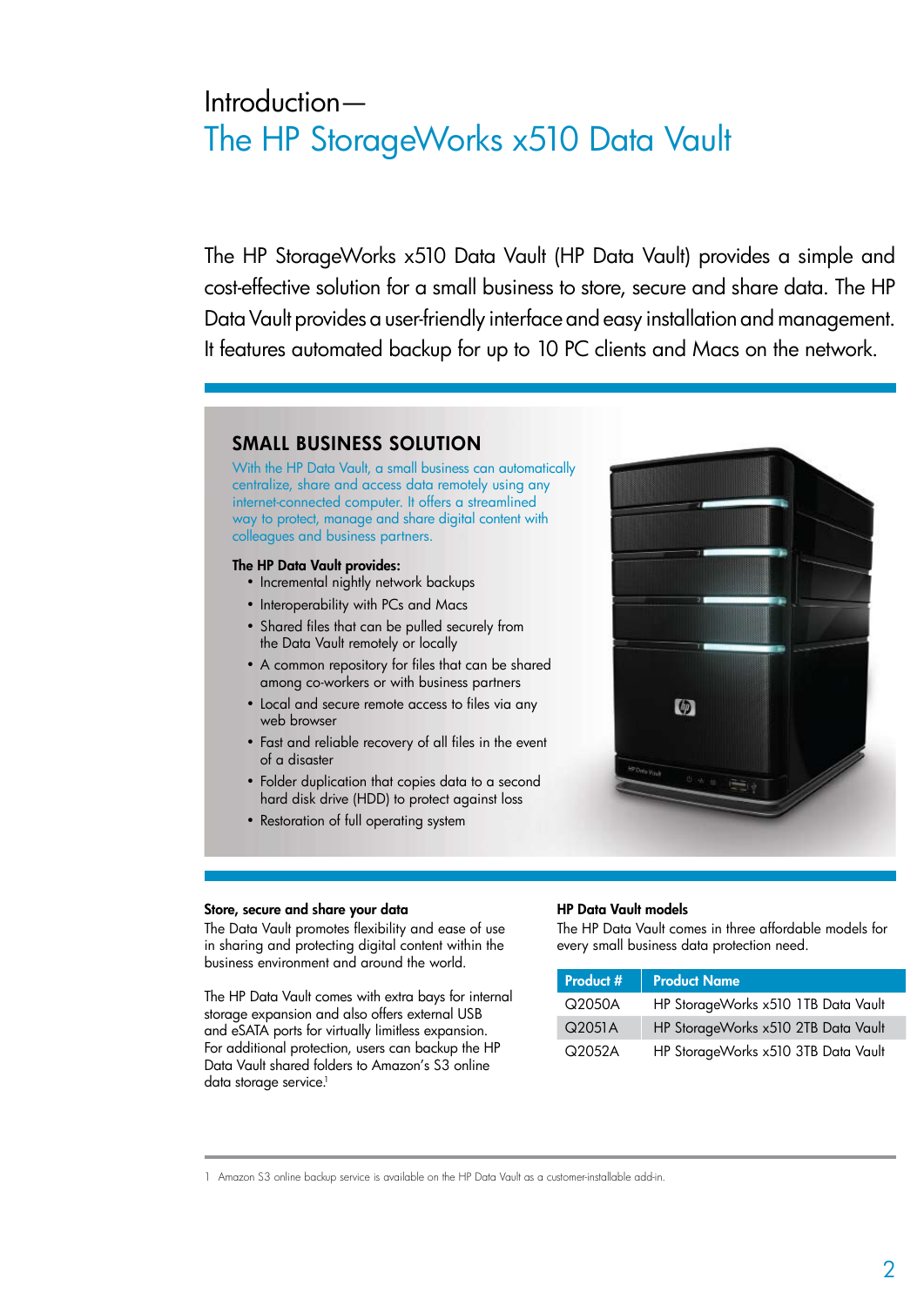# Introduction— The HP StorageWorks x510 Data Vault

The HP StorageWorks x510 Data Vault (HP Data Vault) provides a simple and cost-effective solution for a small business to store, secure and share data. The HP Data Vault provides a user-friendly interface and easy installation and management. It features automated backup for up to 10 PC clients and Macs on the network.

## SMALL BUSINESS SOLUTION

With the HP Data Vault, a small business can automatically centralize, share and access data remotely using any internet-connected computer. It offers a streamlined way to protect, manage and share digital content with colleagues and business partners.

**The HP Data Vault provides:**

- Incremental nightly network backups
- Interoperability with PCs and Macs
- Shared files that can be pulled securely from the Data Vault remotely or locally
- A common repository for files that can be shared among co-workers or with business partners
- Local and secure remote access to files via any web browser
- Fast and reliable recovery of all files in the event of a disaster
- Folder duplication that copies data to a second hard disk drive (HDD) to protect against loss
- Restoration of full operating system

### Store, secure and share your data

The Data Vault promotes flexibility and ease of use in sharing and protecting digital content within the business environment and around the world.

The HP Data Vault comes with extra bays for internal storage expansion and also offers external USB and eSATA ports for virtually limitless expansion. For additional protection, users can backup the HP Data Vault shared folders to Amazon's S3 online data storage service.[1]

### HP Data Vault models

The HP Data Vault comes in three affordable models for every small business data protection need.

| Product # | Product Name |
|---|---|
| Q2050A | HP StorageWorks x510 1TB Data Vault |
| Q2051A | HP StorageWorks x510 2TB Data Vault |
| Q2052A | HP StorageWorks x510 3TB Data Vault |

1 Amazon S3 online backup service is available on the HP Data Vault as a customer-installable add-in.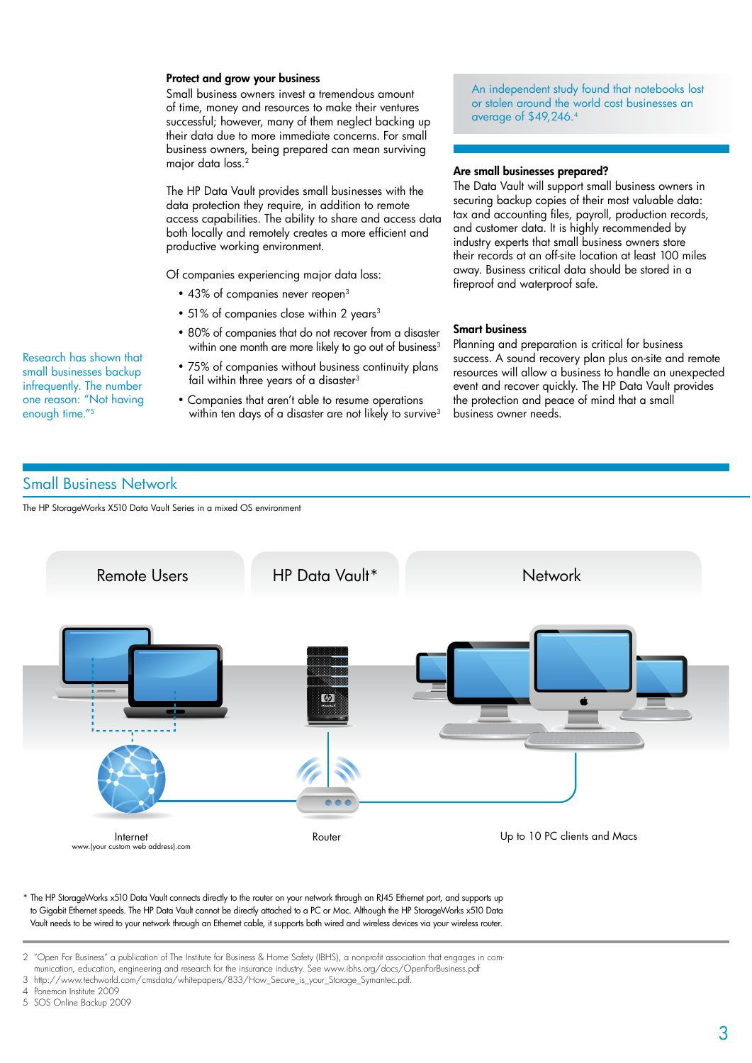Research has shown that small businesses backup infrequently. The number one reason: "Not having enough time."[5]

### Protect and grow your business

Small business owners invest a tremendous amount of time, money and resources to make their ventures successful; however, many of them neglect backing up their data due to more immediate concerns. For small business owners, being prepared can mean surviving major data loss.[2]

The HP Data Vault provides small businesses with the data protection they require, in addition to remote access capabilities. The ability to share and access data both locally and remotely creates a more efficient and productive working environment.

Of companies experiencing major data loss:

- 43% of companies never reopen[3]
- 51% of companies close within 2 years[3]
- 80% of companies that do not recover from a disaster within one month are more likely to go out of business[3]
- 75% of companies without business continuity plans fail within three years of a disaster[3]
- Companies that aren't able to resume operations within ten days of a disaster are not likely to survive[3]

An independent study found that notebooks lost or stolen around the world cost businesses an average of $49,246.[4]

### Are small businesses prepared?

The Data Vault will support small business owners in securing backup copies of their most valuable data: tax and accounting files, payroll, production records, and customer data. It is highly recommended by industry experts that small business owners store their records at an off-site location at least 100 miles away. Business critical data should be stored in a fireproof and waterproof safe.

### Smart business

Planning and preparation is critical for business success. A sound recovery plan plus on-site and remote resources will allow a business to handle an unexpected event and recover quickly. The HP Data Vault provides the protection and peace of mind that a small business owner needs.

## Small Business Network

The HP StorageWorks X510 Data Vault Series in a mixed OS environment

Remote Users | HP Data Vault* | Network

Internet
www.(your custom web address).com

Router

Up to 10 PC clients and Macs

\* The HP StorageWorks x510 Data Vault connects directly to the router on your network through an RJ45 Ethernet port, and supports up to Gigabit Ethernet speeds. The HP Data Vault cannot be directly attached to a PC or Mac. Although the HP StorageWorks x510 Data Vault needs to be wired to your network through an Ethernet cable, it supports both wired and wireless devices via your wireless router.

2 "Open For Business" a publication of The Institute for Business & Home Safety (IBHS), a nonprofit association that engages in communication, education, engineering and research for the insurance industry. See www.ibhs.org/docs/OpenForBusiness.pdf
3 http://www.techworld.com/cmsdata/whitepapers/833/How_Secure_is_your_Storage_Symantec.pdf.
4 Ponemon Institute 2009
5 SOS Online Backup 2009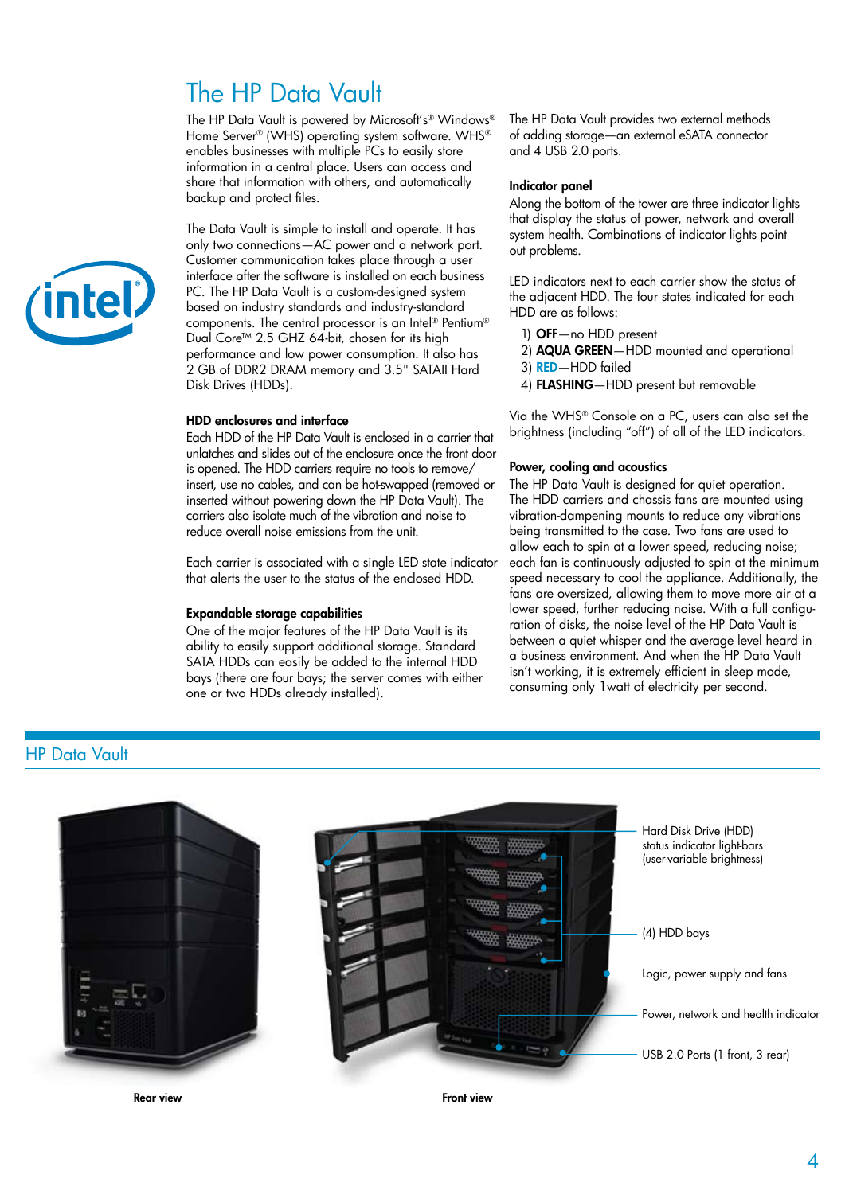# The HP Data Vault

The HP Data Vault is powered by Microsoft's® Windows® Home Server® (WHS) operating system software. WHS® enables businesses with multiple PCs to easily store information in a central place. Users can access and share that information with others, and automatically backup and protect files.

The Data Vault is simple to install and operate. It has only two connections—AC power and a network port. Customer communication takes place through a user interface after the software is installed on each business PC. The HP Data Vault is a custom-designed system based on industry standards and industry-standard components. The central processor is an Intel® Pentium® Dual Core™ 2.5 GHZ 64-bit, chosen for its high performance and low power consumption. It also has 2 GB of DDR2 DRAM memory and 3.5" SATAII Hard Disk Drives (HDDs).

### HDD enclosures and interface

Each HDD of the HP Data Vault is enclosed in a carrier that unlatches and slides out of the enclosure once the front door is opened. The HDD carriers require no tools to remove/insert, use no cables, and can be hot-swapped (removed or inserted without powering down the HP Data Vault). The carriers also isolate much of the vibration and noise to reduce overall noise emissions from the unit.

Each carrier is associated with a single LED state indicator that alerts the user to the status of the enclosed HDD.

### Expandable storage capabilities

One of the major features of the HP Data Vault is its ability to easily support additional storage. Standard SATA HDDs can easily be added to the internal HDD bays (there are four bays; the server comes with either one or two HDDs already installed).

The HP Data Vault provides two external methods of adding storage—an external eSATA connector and 4 USB 2.0 ports.

### Indicator panel

Along the bottom of the tower are three indicator lights that display the status of power, network and overall system health. Combinations of indicator lights point out problems.

LED indicators next to each carrier show the status of the adjacent HDD. The four states indicated for each HDD are as follows:

1) **OFF**—no HDD present
2) **AQUA GREEN**—HDD mounted and operational
3) **RED**—HDD failed
4) **FLASHING**—HDD present but removable

Via the WHS® Console on a PC, users can also set the brightness (including "off") of all of the LED indicators.

### Power, cooling and acoustics

The HP Data Vault is designed for quiet operation. The HDD carriers and chassis fans are mounted using vibration-dampening mounts to reduce any vibrations being transmitted to the case. Two fans are used to allow each to spin at a lower speed, reducing noise; each fan is continuously adjusted to spin at the minimum speed necessary to cool the appliance. Additionally, the fans are oversized, allowing them to move more air at a lower speed, further reducing noise. With a full configuration of disks, the noise level of the HP Data Vault is between a quiet whisper and the average level heard in a business environment. And when the HP Data Vault isn't working, it is extremely efficient in sleep mode, consuming only 1watt of electricity per second.

## HP Data Vault

Hard Disk Drive (HDD) status indicator light-bars (user-variable brightness)

(4) HDD bays

Logic, power supply and fans

Power, network and health indicator

USB 2.0 Ports (1 front, 3 rear)

Rear view

Front view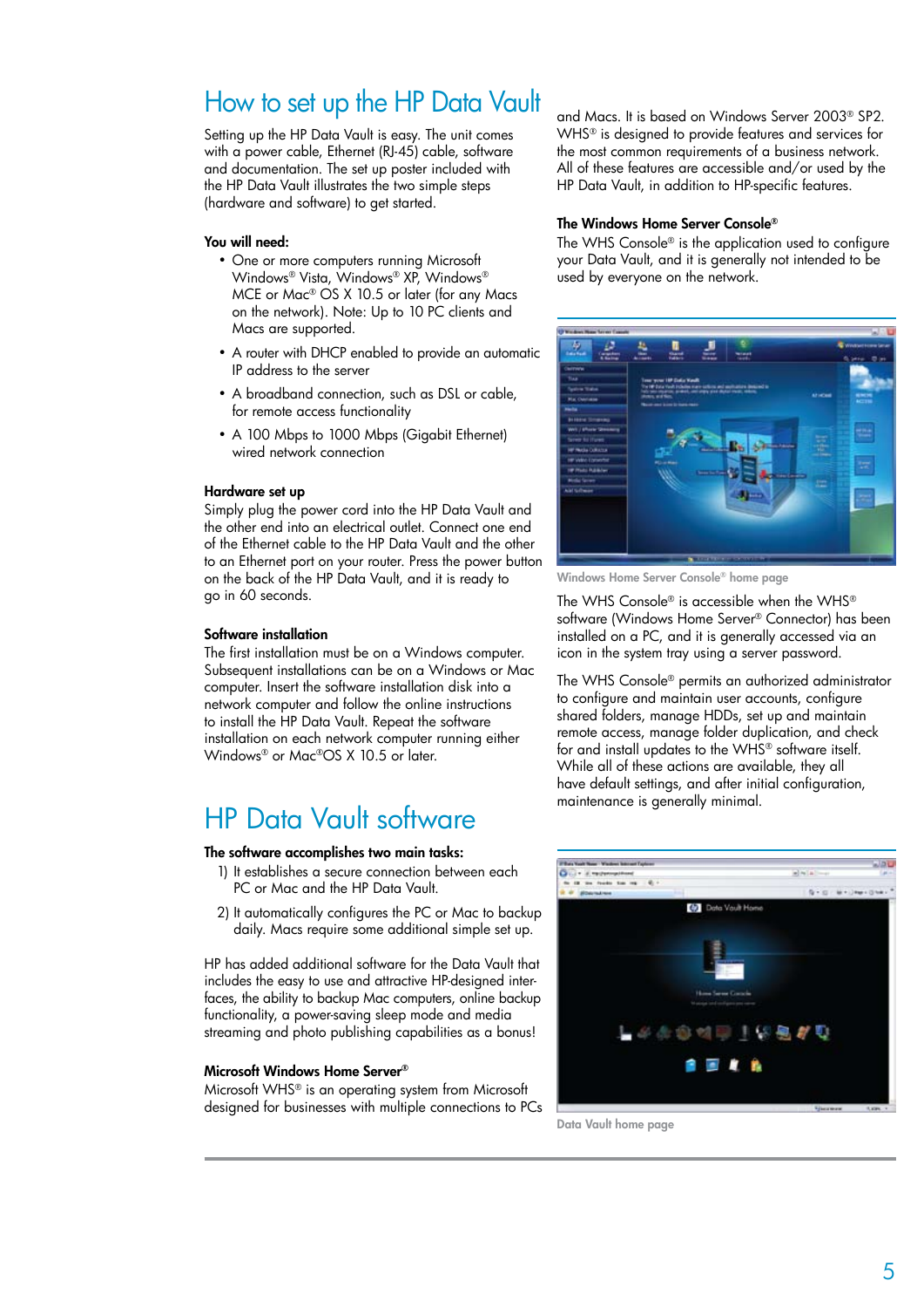# How to set up the HP Data Vault

Setting up the HP Data Vault is easy. The unit comes with a power cable, Ethernet (RJ-45) cable, software and documentation. The set up poster included with the HP Data Vault illustrates the two simple steps (hardware and software) to get started.

**You will need:**

- One or more computers running Microsoft Windows® Vista, Windows® XP, Windows® MCE or Mac® OS X 10.5 or later (for any Macs on the network). Note: Up to 10 PC clients and Macs are supported.
- A router with DHCP enabled to provide an automatic IP address to the server
- A broadband connection, such as DSL or cable, for remote access functionality
- A 100 Mbps to 1000 Mbps (Gigabit Ethernet) wired network connection

**Hardware set up**

Simply plug the power cord into the HP Data Vault and the other end into an electrical outlet. Connect one end of the Ethernet cable to the HP Data Vault and the other to an Ethernet port on your router. Press the power button on the back of the HP Data Vault, and it is ready to go in 60 seconds.

**Software installation**

The first installation must be on a Windows computer. Subsequent installations can be on a Windows or Mac computer. Insert the software installation disk into a network computer and follow the online instructions to install the HP Data Vault. Repeat the software installation on each network computer running either Windows® or Mac®OS X 10.5 or later.

# HP Data Vault software

**The software accomplishes two main tasks:**

1) It establishes a secure connection between each PC or Mac and the HP Data Vault.
2) It automatically configures the PC or Mac to backup daily. Macs require some additional simple set up.

HP has added additional software for the Data Vault that includes the easy to use and attractive HP-designed interfaces, the ability to backup Mac computers, online backup functionality, a power-saving sleep mode and media streaming and photo publishing capabilities as a bonus!

**Microsoft Windows Home Server®**

Microsoft WHS® is an operating system from Microsoft designed for businesses with multiple connections to PCs and Macs. It is based on Windows Server 2003® SP2. WHS® is designed to provide features and services for the most common requirements of a business network. All of these features are accessible and/or used by the HP Data Vault, in addition to HP-specific features.

**The Windows Home Server Console®**

The WHS Console® is the application used to configure your Data Vault, and it is generally not intended to be used by everyone on the network.

Windows Home Server Console® home page

The WHS Console® is accessible when the WHS® software (Windows Home Server® Connector) has been installed on a PC, and it is generally accessed via an icon in the system tray using a server password.

The WHS Console® permits an authorized administrator to configure and maintain user accounts, configure shared folders, manage HDDs, set up and maintain remote access, manage folder duplication, and check for and install updates to the WHS® software itself. While all of these actions are available, they all have default settings, and after initial configuration, maintenance is generally minimal.

Data Vault home page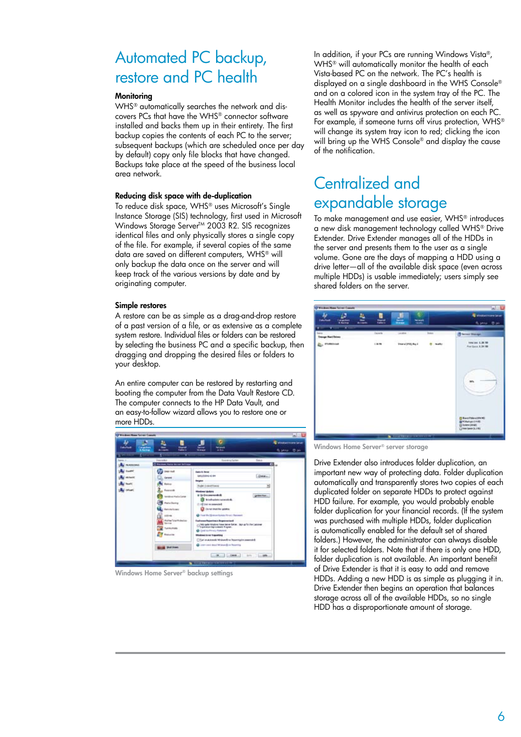# Automated PC backup, restore and PC health

### Monitoring

WHS® automatically searches the network and discovers PCs that have the WHS® connector software installed and backs them up in their entirety. The first backup copies the contents of each PC to the server; subsequent backups (which are scheduled once per day by default) copy only file blocks that have changed. Backups take place at the speed of the business local area network.

### Reducing disk space with de-duplication

To reduce disk space, WHS® uses Microsoft's Single Instance Storage (SIS) technology, first used in Microsoft Windows Storage Server™ 2003 R2. SIS recognizes identical files and only physically stores a single copy of the file. For example, if several copies of the same data are saved on different computers, WHS® will only backup the data once on the server and will keep track of the various versions by date and by originating computer.

### Simple restores

A restore can be as simple as a drag-and-drop restore of a past version of a file, or as extensive as a complete system restore. Individual files or folders can be restored by selecting the business PC and a specific backup, then dragging and dropping the desired files or folders to your desktop.

An entire computer can be restored by restarting and booting the computer from the Data Vault Restore CD. The computer connects to the HP Data Vault, and an easy-to-follow wizard allows you to restore one or more HDDs.

Windows Home Server® backup settings

In addition, if your PCs are running Windows Vista®, WHS® will automatically monitor the health of each Vista-based PC on the network. The PC's health is displayed on a single dashboard in the WHS Console® and on a colored icon in the system tray of the PC. The Health Monitor includes the health of the server itself, as well as spyware and antivirus protection on each PC. For example, if someone turns off virus protection, WHS® will change its system tray icon to red; clicking the icon will bring up the WHS Console® and display the cause of the notification.

# Centralized and expandable storage

To make management and use easier, WHS® introduces a new disk management technology called WHS® Drive Extender. Drive Extender manages all of the HDDs in the server and presents them to the user as a single volume. Gone are the days of mapping a HDD using a drive letter—all of the available disk space (even across multiple HDDs) is usable immediately; users simply see shared folders on the server.

Windows Home Server® server storage

Drive Extender also introduces folder duplication, an important new way of protecting data. Folder duplication automatically and transparently stores two copies of each duplicated folder on separate HDDs to protect against HDD failure. For example, you would probably enable folder duplication for your financial records. (If the system was purchased with multiple HDDs, folder duplication is automatically enabled for the default set of shared folders.) However, the administrator can always disable it for selected folders. Note that if there is only one HDD, folder duplication is not available. An important benefit of Drive Extender is that it is easy to add and remove HDDs. Adding a new HDD is as simple as plugging it in. Drive Extender then begins an operation that balances storage across all of the available HDDs, so no single HDD has a disproportionate amount of storage.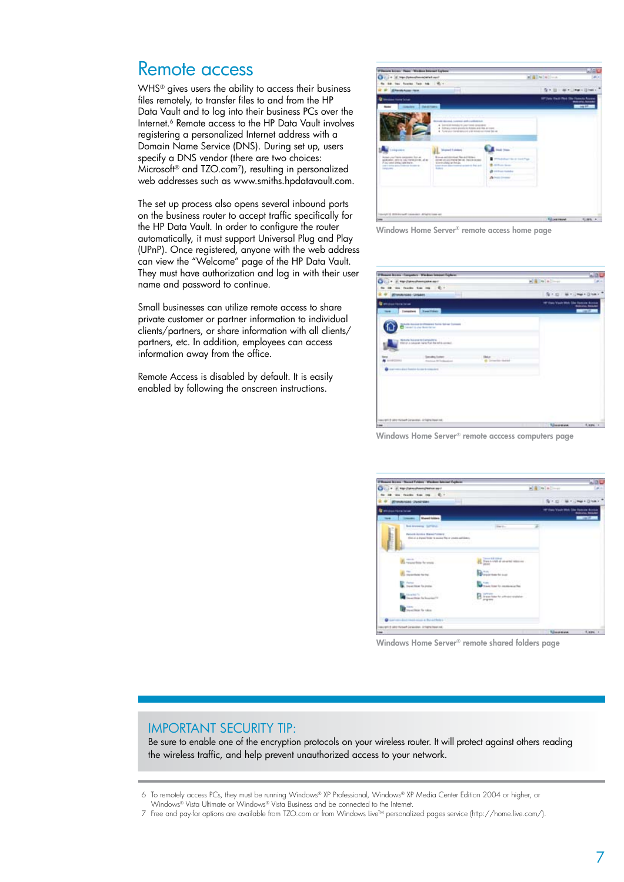# Remote access

WHS® gives users the ability to access their business files remotely, to transfer files to and from the HP Data Vault and to log into their business PCs over the Internet.[6] Remote access to the HP Data Vault involves registering a personalized Internet address with a Domain Name Service (DNS). During set up, users specify a DNS vendor (there are two choices: Microsoft® and TZO.com[7]), resulting in personalized web addresses such as www.smiths.hpdatavault.com.

The set up process also opens several inbound ports on the business router to accept traffic specifically for the HP Data Vault. In order to configure the router automatically, it must support Universal Plug and Play (UPnP). Once registered, anyone with the web address can view the "Welcome" page of the HP Data Vault. They must have authorization and log in with their user name and password to continue.

Small businesses can utilize remote access to share private customer or partner information to individual clients/partners, or share information with all clients/partners, etc. In addition, employees can access information away from the office.

Remote Access is disabled by default. It is easily enabled by following the onscreen instructions.

Windows Home Server® remote access home page

Windows Home Server® remote acccess computers page

Windows Home Server® remote shared folders page

## IMPORTANT SECURITY TIP:

Be sure to enable one of the encryption protocols on your wireless router. It will protect against others reading the wireless traffic, and help prevent unauthorized access to your network.

6 To remotely access PCs, they must be running Windows® XP Professional, Windows® XP Media Center Edition 2004 or higher, or Windows® Vista Ultimate or Windows® Vista Business and be connected to the Internet.

7 Free and pay-for options are available from TZO.com or from Windows Live™ personalized pages service (http://home.live.com/).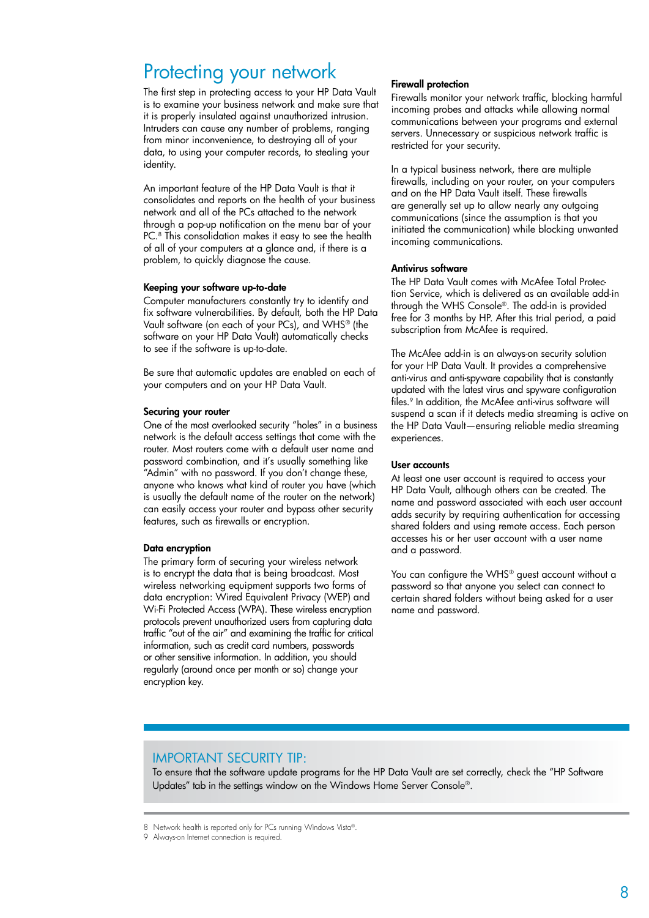# Protecting your network

The first step in protecting access to your HP Data Vault is to examine your business network and make sure that it is properly insulated against unauthorized intrusion. Intruders can cause any number of problems, ranging from minor inconvenience, to destroying all of your data, to using your computer records, to stealing your identity.

An important feature of the HP Data Vault is that it consolidates and reports on the health of your business network and all of the PCs attached to the network through a pop-up notification on the menu bar of your PC.[8] This consolidation makes it easy to see the health of all of your computers at a glance and, if there is a problem, to quickly diagnose the cause.

### Keeping your software up-to-date

Computer manufacturers constantly try to identify and fix software vulnerabilities. By default, both the HP Data Vault software (on each of your PCs), and WHS® (the software on your HP Data Vault) automatically checks to see if the software is up-to-date.

Be sure that automatic updates are enabled on each of your computers and on your HP Data Vault.

### Securing your router

One of the most overlooked security "holes" in a business network is the default access settings that come with the router. Most routers come with a default user name and password combination, and it's usually something like "Admin" with no password. If you don't change these, anyone who knows what kind of router you have (which is usually the default name of the router on the network) can easily access your router and bypass other security features, such as firewalls or encryption.

### Data encryption

The primary form of securing your wireless network is to encrypt the data that is being broadcast. Most wireless networking equipment supports two forms of data encryption: Wired Equivalent Privacy (WEP) and Wi-Fi Protected Access (WPA). These wireless encryption protocols prevent unauthorized users from capturing data traffic "out of the air" and examining the traffic for critical information, such as credit card numbers, passwords or other sensitive information. In addition, you should regularly (around once per month or so) change your encryption key.

### Firewall protection

Firewalls monitor your network traffic, blocking harmful incoming probes and attacks while allowing normal communications between your programs and external servers. Unnecessary or suspicious network traffic is restricted for your security.

In a typical business network, there are multiple firewalls, including on your router, on your computers and on the HP Data Vault itself. These firewalls are generally set up to allow nearly any outgoing communications (since the assumption is that you initiated the communication) while blocking unwanted incoming communications.

### Antivirus software

The HP Data Vault comes with McAfee Total Protection Service, which is delivered as an available add-in through the WHS Console®. The add-in is provided free for 3 months by HP. After this trial period, a paid subscription from McAfee is required.

The McAfee add-in is an always-on security solution for your HP Data Vault. It provides a comprehensive anti-virus and anti-spyware capability that is constantly updated with the latest virus and spyware configuration files.[9] In addition, the McAfee anti-virus software will suspend a scan if it detects media streaming is active on the HP Data Vault—ensuring reliable media streaming experiences.

### User accounts

At least one user account is required to access your HP Data Vault, although others can be created. The name and password associated with each user account adds security by requiring authentication for accessing shared folders and using remote access. Each person accesses his or her user account with a user name and a password.

You can configure the WHS® guest account without a password so that anyone you select can connect to certain shared folders without being asked for a user name and password.

---

**IMPORTANT SECURITY TIP:**

To ensure that the software update programs for the HP Data Vault are set correctly, check the "HP Software Updates" tab in the settings window on the Windows Home Server Console®.

---

8 Network health is reported only for PCs running Windows Vista®.

9 Always-on Internet connection is required.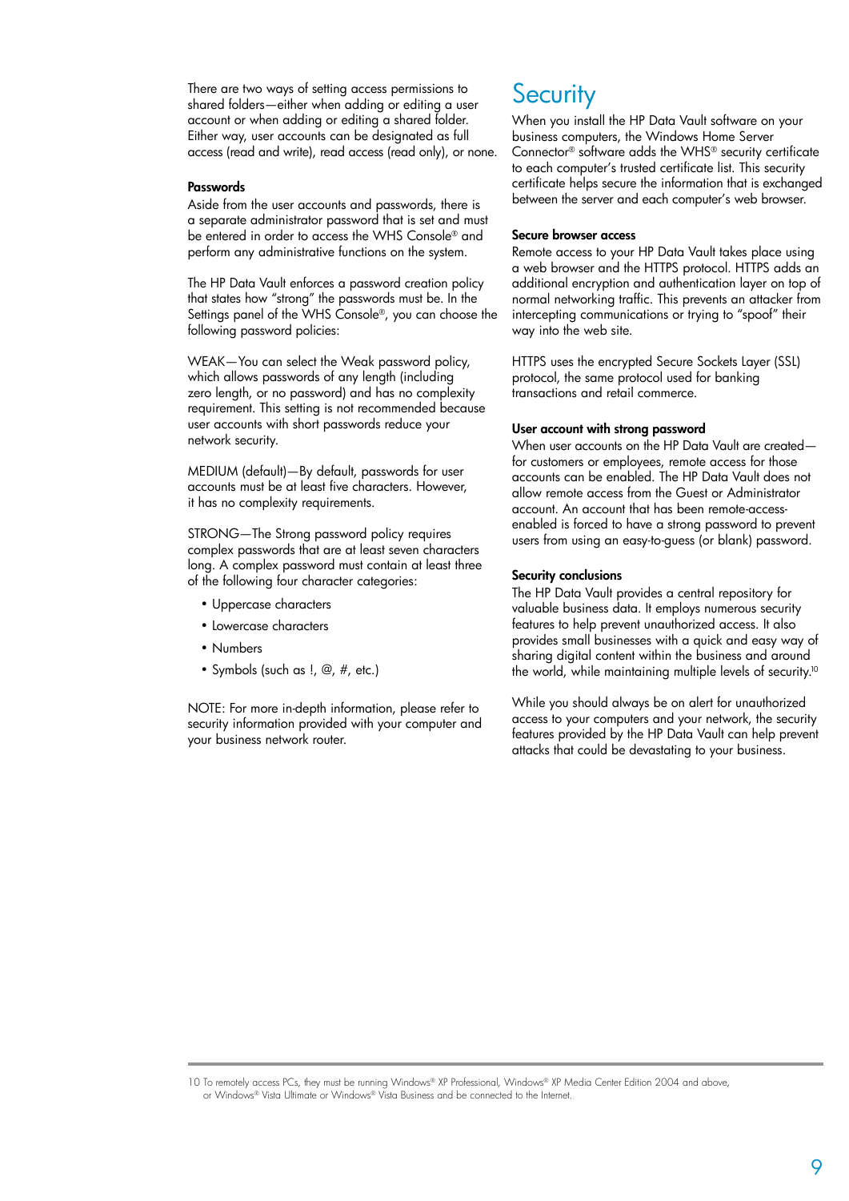There are two ways of setting access permissions to shared folders—either when adding or editing a user account or when adding or editing a shared folder. Either way, user accounts can be designated as full access (read and write), read access (read only), or none.

**Passwords**

Aside from the user accounts and passwords, there is a separate administrator password that is set and must be entered in order to access the WHS Console® and perform any administrative functions on the system.

The HP Data Vault enforces a password creation policy that states how "strong" the passwords must be. In the Settings panel of the WHS Console®, you can choose the following password policies:

WEAK—You can select the Weak password policy, which allows passwords of any length (including zero length, or no password) and has no complexity requirement. This setting is not recommended because user accounts with short passwords reduce your network security.

MEDIUM (default)—By default, passwords for user accounts must be at least five characters. However, it has no complexity requirements.

STRONG—The Strong password policy requires complex passwords that are at least seven characters long. A complex password must contain at least three of the following four character categories:

- Uppercase characters
- Lowercase characters
- Numbers
- Symbols (such as !, @, #, etc.)

NOTE: For more in-depth information, please refer to security information provided with your computer and your business network router.

# Security

When you install the HP Data Vault software on your business computers, the Windows Home Server Connector® software adds the WHS® security certificate to each computer's trusted certificate list. This security certificate helps secure the information that is exchanged between the server and each computer's web browser.

**Secure browser access**

Remote access to your HP Data Vault takes place using a web browser and the HTTPS protocol. HTTPS adds an additional encryption and authentication layer on top of normal networking traffic. This prevents an attacker from intercepting communications or trying to "spoof" their way into the web site.

HTTPS uses the encrypted Secure Sockets Layer (SSL) protocol, the same protocol used for banking transactions and retail commerce.

**User account with strong password**

When user accounts on the HP Data Vault are created—for customers or employees, remote access for those accounts can be enabled. The HP Data Vault does not allow remote access from the Guest or Administrator account. An account that has been remote-access-enabled is forced to have a strong password to prevent users from using an easy-to-guess (or blank) password.

**Security conclusions**

The HP Data Vault provides a central repository for valuable business data. It employs numerous security features to help prevent unauthorized access. It also provides small businesses with a quick and easy way of sharing digital content within the business and around the world, while maintaining multiple levels of security.[10]

While you should always be on alert for unauthorized access to your computers and your network, the security features provided by the HP Data Vault can help prevent attacks that could be devastating to your business.

---

10 To remotely access PCs, they must be running Windows® XP Professional, Windows® XP Media Center Edition 2004 and above, or Windows® Vista Ultimate or Windows® Vista Business and be connected to the Internet.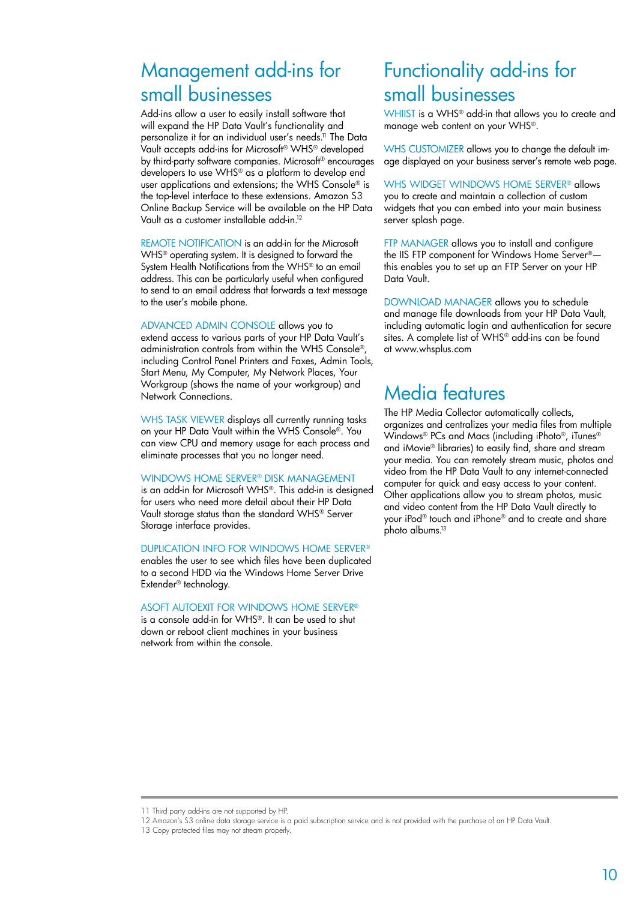## Management add-ins for small businesses

Add-ins allow a user to easily install software that will expand the HP Data Vault's functionality and personalize it for an individual user's needs.[11] The Data Vault accepts add-ins for Microsoft® WHS® developed by third-party software companies. Microsoft® encourages developers to use WHS® as a platform to develop end user applications and extensions; the WHS Console® is the top-level interface to these extensions. Amazon S3 Online Backup Service will be available on the HP Data Vault as a customer installable add-in.[12]

REMOTE NOTIFICATION is an add-in for the Microsoft WHS® operating system. It is designed to forward the System Health Notifications from the WHS® to an email address. This can be particularly useful when configured to send to an email address that forwards a text message to the user's mobile phone.

ADVANCED ADMIN CONSOLE allows you to extend access to various parts of your HP Data Vault's administration controls from within the WHS Console®, including Control Panel Printers and Faxes, Admin Tools, Start Menu, My Computer, My Network Places, Your Workgroup (shows the name of your workgroup) and Network Connections.

WHS TASK VIEWER displays all currently running tasks on your HP Data Vault within the WHS Console®. You can view CPU and memory usage for each process and eliminate processes that you no longer need.

WINDOWS HOME SERVER® DISK MANAGEMENT is an add-in for Microsoft WHS®. This add-in is designed for users who need more detail about their HP Data Vault storage status than the standard WHS® Server Storage interface provides.

DUPLICATION INFO FOR WINDOWS HOME SERVER® enables the user to see which files have been duplicated to a second HDD via the Windows Home Server Drive Extender® technology.

ASOFT AUTOEXIT FOR WINDOWS HOME SERVER® is a console add-in for WHS®. It can be used to shut down or reboot client machines in your business network from within the console.

## Functionality add-ins for small businesses

WHIIST is a WHS® add-in that allows you to create and manage web content on your WHS®.

WHS CUSTOMIZER allows you to change the default image displayed on your business server's remote web page.

WHS WIDGET WINDOWS HOME SERVER® allows you to create and maintain a collection of custom widgets that you can embed into your main business server splash page.

FTP MANAGER allows you to install and configure the IIS FTP component for Windows Home Server®—this enables you to set up an FTP Server on your HP Data Vault.

DOWNLOAD MANAGER allows you to schedule and manage file downloads from your HP Data Vault, including automatic login and authentication for secure sites. A complete list of WHS® add-ins can be found at www.whsplus.com

## Media features

The HP Media Collector automatically collects, organizes and centralizes your media files from multiple Windows® PCs and Macs (including iPhoto®, iTunes® and iMovie® libraries) to easily find, share and stream your media. You can remotely stream music, photos and video from the HP Data Vault to any internet-connected computer for quick and easy access to your content. Other applications allow you to stream photos, music and video content from the HP Data Vault directly to your iPod® touch and iPhone® and to create and share photo albums.[13]

---

11 Third party add-ins are not supported by HP.
12 Amazon's S3 online data storage service is a paid subscription service and is not provided with the purchase of an HP Data Vault.
13 Copy protected files may not stream properly.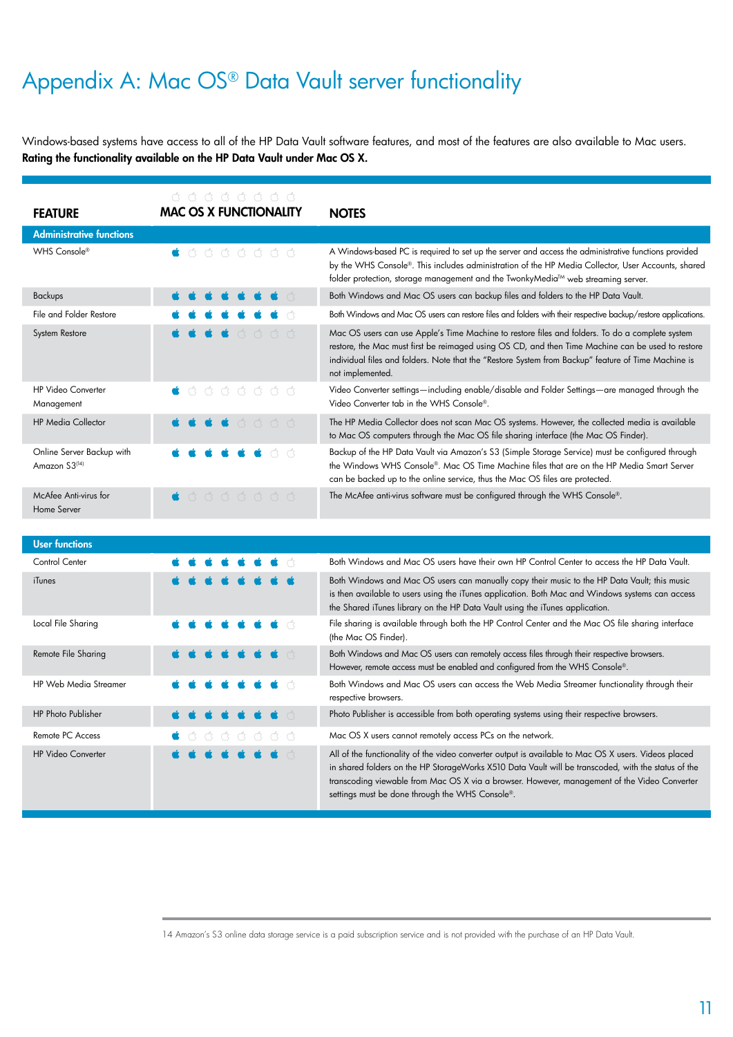# Appendix A: Mac OS® Data Vault server functionality

Windows-based systems have access to all of the HP Data Vault software features, and most of the features are also available to Mac users. **Rating the functionality available on the HP Data Vault under Mac OS X.**

| FEATURE | MAC OS X FUNCTIONALITY | NOTES |
|---|---|---|
| **Administrative functions** | | |
| WHS Console® | 1/8 | A Windows-based PC is required to set up the server and access the administrative functions provided by the WHS Console®. This includes administration of the HP Media Collector, User Accounts, shared folder protection, storage management and the TwonkyMedia™ web streaming server. |
| Backups | 7/8 | Both Windows and Mac OS users can backup files and folders to the HP Data Vault. |
| File and Folder Restore | 7/8 | Both Windows and Mac OS users can restore files and folders with their respective backup/restore applications. |
| System Restore | 4/8 | Mac OS users can use Apple's Time Machine to restore files and folders. To do a complete system restore, the Mac must first be reimaged using OS CD, and then Time Machine can be used to restore individual files and folders. Note that the "Restore System from Backup" feature of Time Machine is not implemented. |
| HP Video Converter Management | 1/8 | Video Converter settings—including enable/disable and Folder Settings—are managed through the Video Converter tab in the WHS Console®. |
| HP Media Collector | 4/8 | The HP Media Collector does not scan Mac OS systems. However, the collected media is available to Mac OS computers through the Mac OS file sharing interface (the Mac OS Finder). |
| Online Server Backup with Amazon S3[14] | 6/8 | Backup of the HP Data Vault via Amazon's S3 (Simple Storage Service) must be configured through the Windows WHS Console®. Mac OS Time Machine files that are on the HP Media Smart Server can be backed up to the online service, thus the Mac OS files are protected. |
| McAfee Anti-virus for Home Server | 1/8 | The McAfee anti-virus software must be configured through the WHS Console®. |
| **User functions** | | |
| Control Center | 7/8 | Both Windows and Mac OS users have their own HP Control Center to access the HP Data Vault. |
| iTunes | 8/8 | Both Windows and Mac OS users can manually copy their music to the HP Data Vault; this music is then available to users using the iTunes application. Both Mac and Windows systems can access the Shared iTunes library on the HP Data Vault using the iTunes application. |
| Local File Sharing | 7/8 | File sharing is available through both the HP Control Center and the Mac OS file sharing interface (the Mac OS Finder). |
| Remote File Sharing | 7/8 | Both Windows and Mac OS users can remotely access files through their respective browsers. However, remote access must be enabled and configured from the WHS Console®. |
| HP Web Media Streamer | 7/8 | Both Windows and Mac OS users can access the Web Media Streamer functionality through their respective browsers. |
| HP Photo Publisher | 7/8 | Photo Publisher is accessible from both operating systems using their respective browsers. |
| Remote PC Access | 1/8 | Mac OS X users cannot remotely access PCs on the network. |
| HP Video Converter | 7/8 | All of the functionality of the video converter output is available to Mac OS X users. Videos placed in shared folders on the HP StorageWorks X510 Data Vault will be transcoded, with the status of the transcoding viewable from Mac OS X via a browser. However, management of the Video Converter settings must be done through the WHS Console®. |

14 Amazon's S3 online data storage service is a paid subscription service and is not provided with the purchase of an HP Data Vault.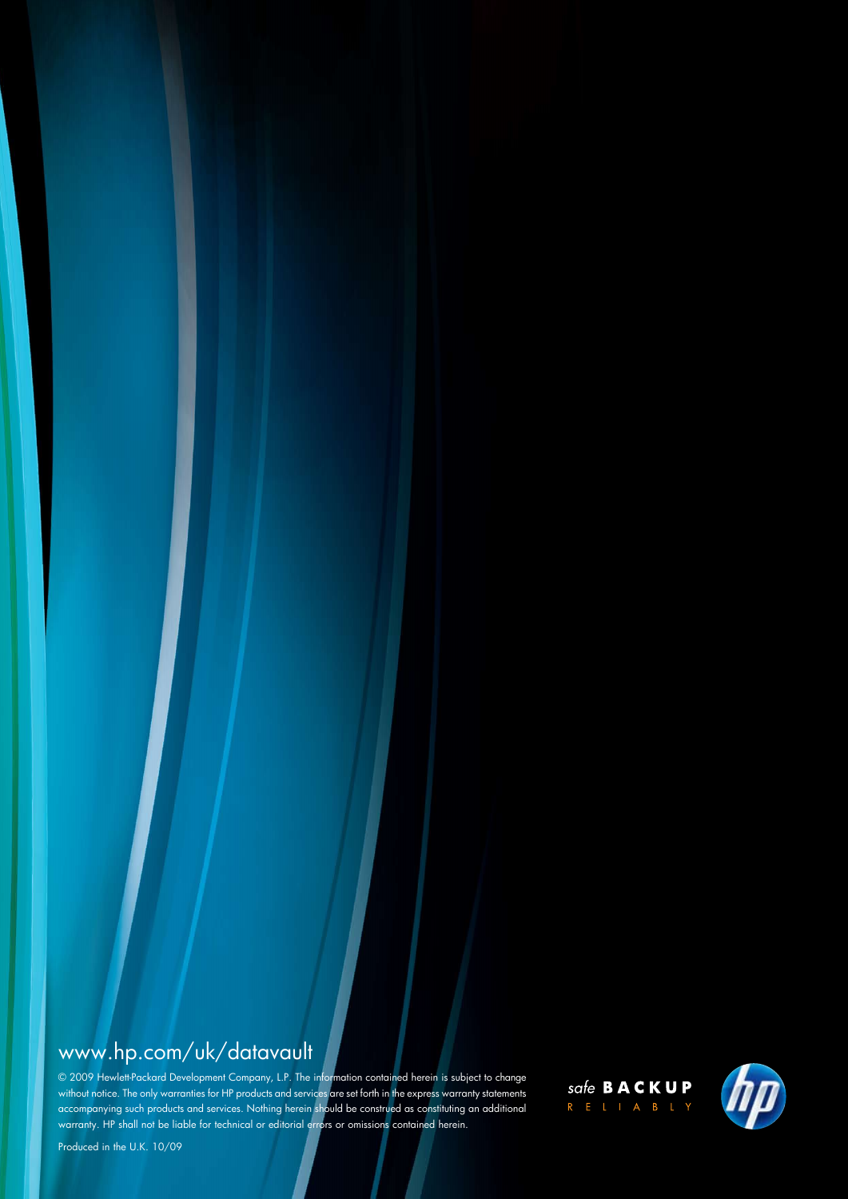www.hp.com/uk/datavault

© 2009 Hewlett-Packard Development Company, L.P. The information contained herein is subject to change without notice. The only warranties for HP products and services are set forth in the express warranty statements accompanying such products and services. Nothing herein should be construed as constituting an additional warranty. HP shall not be liable for technical or editorial errors or omissions contained herein.

Produced in the U.K. 10/09

*safe* **BACKUP**
RELIABLY